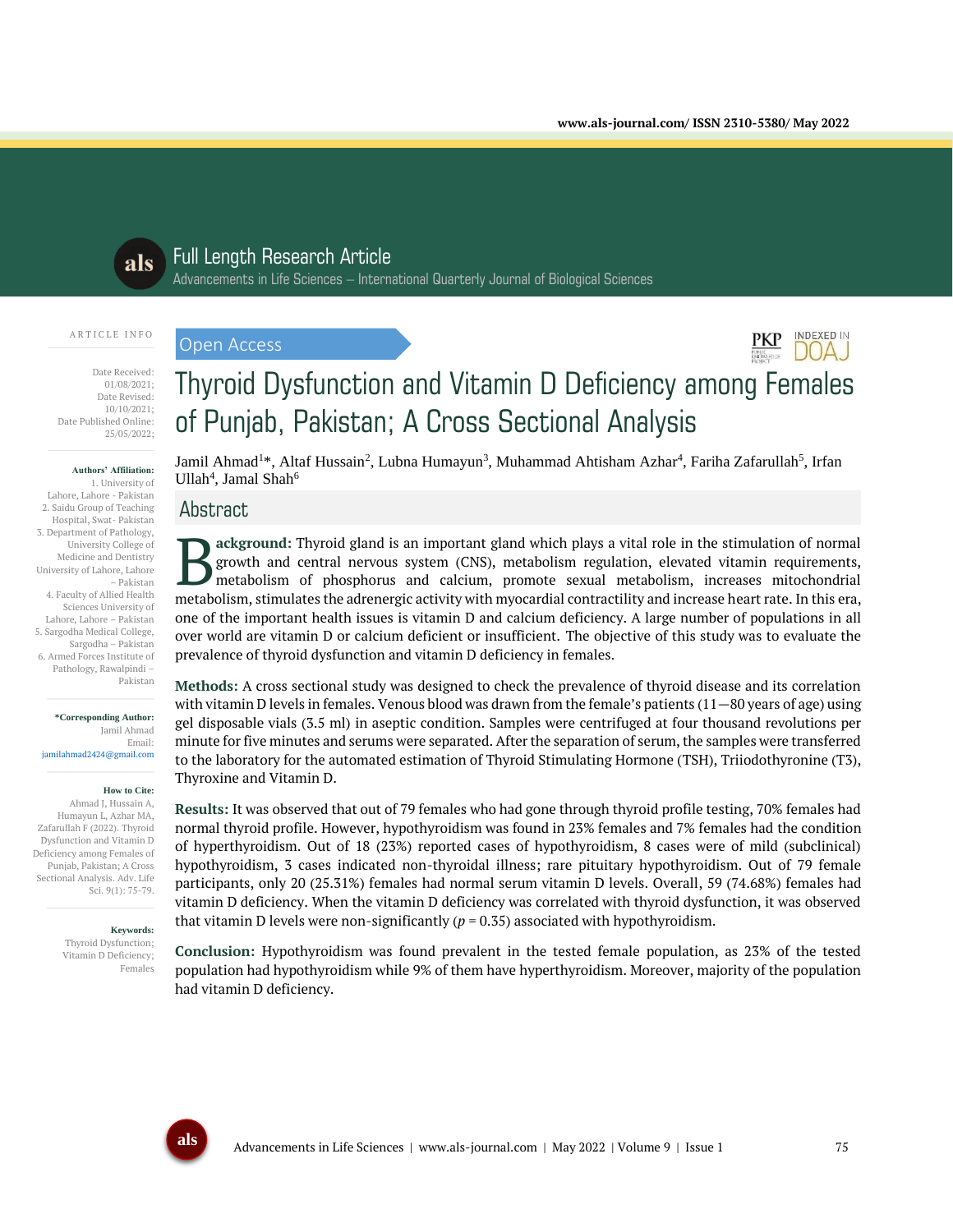Full Length Research Article

Advancements in Life Sciences – International Quarterly Journal of Biological Sciences

ARTICLE INFO

Date Received: 01/08/2021;
Date Revised: 10/10/2021;
Date Published Online: 25/05/2022;

**Authors' Affiliation:**
1. University of Lahore, Lahore - Pakistan
2. Saidu Group of Teaching Hospital, Swat- Pakistan
3. Department of Pathology, University College of Medicine and Dentistry University of Lahore, Lahore – Pakistan
4. Faculty of Allied Health Sciences University of Lahore, Lahore – Pakistan
5. Sargodha Medical College, Sargodha – Pakistan
6. Armed Forces Institute of Pathology, Rawalpindi – Pakistan

**\*Corresponding Author:**
Jamil Ahmad
Email: jamilahmad2424@gmail.com

**How to Cite:**
Ahmad J, Hussain A, Humayun L, Azhar MA, Zafarullah F (2022). Thyroid Dysfunction and Vitamin D Deficiency among Females of Punjab, Pakistan; A Cross Sectional Analysis. Adv. Life Sci. 9(1): 75-79.

**Keywords:**
Thyroid Dysfunction; Vitamin D Deficiency; Females

Open Access

# Thyroid Dysfunction and Vitamin D Deficiency among Females of Punjab, Pakistan; A Cross Sectional Analysis

Jamil Ahmad[1]*, Altaf Hussain[2], Lubna Humayun[3], Muhammad Ahtisham Azhar[4], Fariha Zafarullah[5], Irfan Ullah[4], Jamal Shah[6]

## Abstract

**Background:** Thyroid gland is an important gland which plays a vital role in the stimulation of normal growth and central nervous system (CNS), metabolism regulation, elevated vitamin requirements, metabolism of phosphorus and calcium, promote sexual metabolism, increases mitochondrial metabolism, stimulates the adrenergic activity with myocardial contractility and increase heart rate. In this era, one of the important health issues is vitamin D and calcium deficiency. A large number of populations in all over world are vitamin D or calcium deficient or insufficient. The objective of this study was to evaluate the prevalence of thyroid dysfunction and vitamin D deficiency in females.

**Methods:** A cross sectional study was designed to check the prevalence of thyroid disease and its correlation with vitamin D levels in females. Venous blood was drawn from the female's patients (11—80 years of age) using gel disposable vials (3.5 ml) in aseptic condition. Samples were centrifuged at four thousand revolutions per minute for five minutes and serums were separated. After the separation of serum, the samples were transferred to the laboratory for the automated estimation of Thyroid Stimulating Hormone (TSH), Triiodothyronine (T3), Thyroxine and Vitamin D.

**Results:** It was observed that out of 79 females who had gone through thyroid profile testing, 70% females had normal thyroid profile. However, hypothyroidism was found in 23% females and 7% females had the condition of hyperthyroidism. Out of 18 (23%) reported cases of hypothyroidism, 8 cases were of mild (subclinical) hypothyroidism, 3 cases indicated non-thyroidal illness; rare pituitary hypothyroidism. Out of 79 female participants, only 20 (25.31%) females had normal serum vitamin D levels. Overall, 59 (74.68%) females had vitamin D deficiency. When the vitamin D deficiency was correlated with thyroid dysfunction, it was observed that vitamin D levels were non-significantly ($p = 0.35$) associated with hypothyroidism.

**Conclusion:** Hypothyroidism was found prevalent in the tested female population, as 23% of the tested population had hypothyroidism while 9% of them have hyperthyroidism. Moreover, majority of the population had vitamin D deficiency.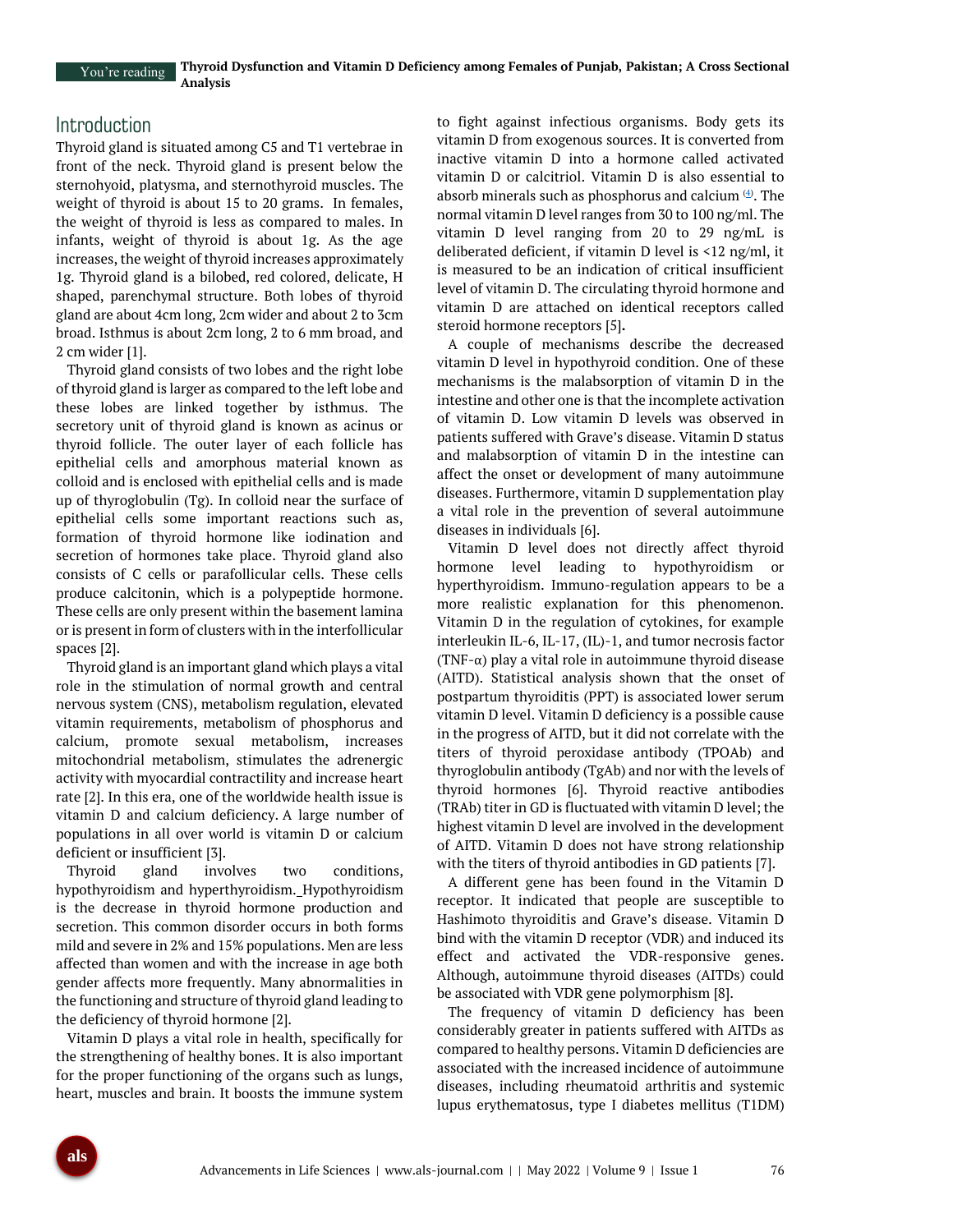## Introduction

Thyroid gland is situated among C5 and T1 vertebrae in front of the neck. Thyroid gland is present below the sternohyoid, platysma, and sternothyroid muscles. The weight of thyroid is about 15 to 20 grams. In females, the weight of thyroid is less as compared to males. In infants, weight of thyroid is about 1g. As the age increases, the weight of thyroid increases approximately 1g. Thyroid gland is a bilobed, red colored, delicate, H shaped, parenchymal structure. Both lobes of thyroid gland are about 4cm long, 2cm wider and about 2 to 3cm broad. Isthmus is about 2cm long, 2 to 6 mm broad, and 2 cm wider [1].

Thyroid gland consists of two lobes and the right lobe of thyroid gland is larger as compared to the left lobe and these lobes are linked together by isthmus. The secretory unit of thyroid gland is known as acinus or thyroid follicle. The outer layer of each follicle has epithelial cells and amorphous material known as colloid and is enclosed with epithelial cells and is made up of thyroglobulin (Tg). In colloid near the surface of epithelial cells some important reactions such as, formation of thyroid hormone like iodination and secretion of hormones take place. Thyroid gland also consists of C cells or parafollicular cells. These cells produce calcitonin, which is a polypeptide hormone. These cells are only present within the basement lamina or is present in form of clusters with in the interfollicular spaces [2].

Thyroid gland is an important gland which plays a vital role in the stimulation of normal growth and central nervous system (CNS), metabolism regulation, elevated vitamin requirements, metabolism of phosphorus and calcium, promote sexual metabolism, increases mitochondrial metabolism, stimulates the adrenergic activity with myocardial contractility and increase heart rate [2]. In this era, one of the worldwide health issue is vitamin D and calcium deficiency. A large number of populations in all over world is vitamin D or calcium deficient or insufficient [3].

Thyroid gland involves two conditions, hypothyroidism and hyperthyroidism. Hypothyroidism is the decrease in thyroid hormone production and secretion. This common disorder occurs in both forms mild and severe in 2% and 15% populations. Men are less affected than women and with the increase in age both gender affects more frequently. Many abnormalities in the functioning and structure of thyroid gland leading to the deficiency of thyroid hormone [2].

Vitamin D plays a vital role in health, specifically for the strengthening of healthy bones. It is also important for the proper functioning of the organs such as lungs, heart, muscles and brain. It boosts the immune system to fight against infectious organisms. Body gets its vitamin D from exogenous sources. It is converted from inactive vitamin D into a hormone called activated vitamin D or calcitriol. Vitamin D is also essential to absorb minerals such as phosphorus and calcium [4]. The normal vitamin D level ranges from 30 to 100 ng/ml. The vitamin D level ranging from 20 to 29 ng/mL is deliberated deficient, if vitamin D level is <12 ng/ml, it is measured to be an indication of critical insufficient level of vitamin D. The circulating thyroid hormone and vitamin D are attached on identical receptors called steroid hormone receptors [5].

A couple of mechanisms describe the decreased vitamin D level in hypothyroid condition. One of these mechanisms is the malabsorption of vitamin D in the intestine and other one is that the incomplete activation of vitamin D. Low vitamin D levels was observed in patients suffered with Grave's disease. Vitamin D status and malabsorption of vitamin D in the intestine can affect the onset or development of many autoimmune diseases. Furthermore, vitamin D supplementation play a vital role in the prevention of several autoimmune diseases in individuals [6].

Vitamin D level does not directly affect thyroid hormone level leading to hypothyroidism or hyperthyroidism. Immuno-regulation appears to be a more realistic explanation for this phenomenon. Vitamin D in the regulation of cytokines, for example interleukin IL-6, IL-17, (IL)-1, and tumor necrosis factor (TNF-α) play a vital role in autoimmune thyroid disease (AITD). Statistical analysis shown that the onset of postpartum thyroiditis (PPT) is associated lower serum vitamin D level. Vitamin D deficiency is a possible cause in the progress of AITD, but it did not correlate with the titers of thyroid peroxidase antibody (TPOAb) and thyroglobulin antibody (TgAb) and nor with the levels of thyroid hormones [6]. Thyroid reactive antibodies (TRAb) titer in GD is fluctuated with vitamin D level; the highest vitamin D level are involved in the development of AITD. Vitamin D does not have strong relationship with the titers of thyroid antibodies in GD patients [7].

A different gene has been found in the Vitamin D receptor. It indicated that people are susceptible to Hashimoto thyroiditis and Grave's disease. Vitamin D bind with the vitamin D receptor (VDR) and induced its effect and activated the VDR-responsive genes. Although, autoimmune thyroid diseases (AITDs) could be associated with VDR gene polymorphism [8].

The frequency of vitamin D deficiency has been considerably greater in patients suffered with AITDs as compared to healthy persons. Vitamin D deficiencies are associated with the increased incidence of autoimmune diseases, including rheumatoid arthritis and systemic lupus erythematosus, type I diabetes mellitus (T1DM)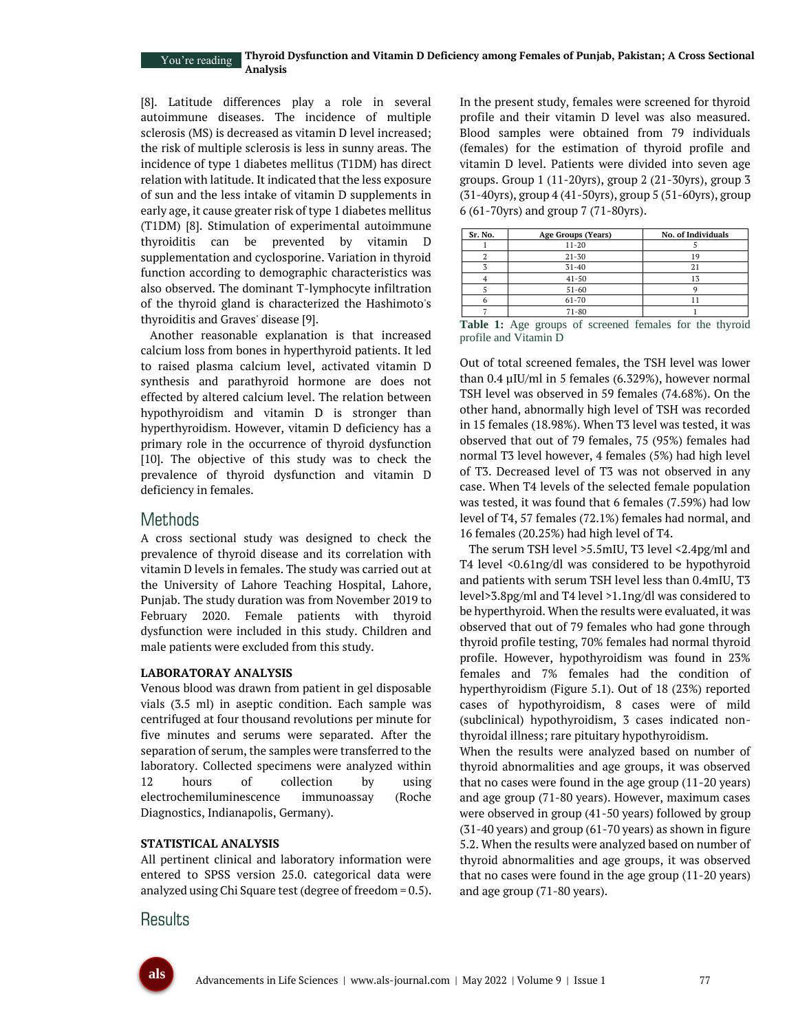[8]. Latitude differences play a role in several autoimmune diseases. The incidence of multiple sclerosis (MS) is decreased as vitamin D level increased; the risk of multiple sclerosis is less in sunny areas. The incidence of type 1 diabetes mellitus (T1DM) has direct relation with latitude. It indicated that the less exposure of sun and the less intake of vitamin D supplements in early age, it cause greater risk of type 1 diabetes mellitus (T1DM) [8]. Stimulation of experimental autoimmune thyroiditis can be prevented by vitamin D supplementation and cyclosporine. Variation in thyroid function according to demographic characteristics was also observed. The dominant T-lymphocyte infiltration of the thyroid gland is characterized the Hashimoto's thyroiditis and Graves' disease [9].

Another reasonable explanation is that increased calcium loss from bones in hyperthyroid patients. It led to raised plasma calcium level, activated vitamin D synthesis and parathyroid hormone are does not effected by altered calcium level. The relation between hypothyroidism and vitamin D is stronger than hyperthyroidism. However, vitamin D deficiency has a primary role in the occurrence of thyroid dysfunction [10]. The objective of this study was to check the prevalence of thyroid dysfunction and vitamin D deficiency in females.

## Methods

A cross sectional study was designed to check the prevalence of thyroid disease and its correlation with vitamin D levels in females. The study was carried out at the University of Lahore Teaching Hospital, Lahore, Punjab. The study duration was from November 2019 to February 2020. Female patients with thyroid dysfunction were included in this study. Children and male patients were excluded from this study.

### LABORATORAY ANALYSIS

Venous blood was drawn from patient in gel disposable vials (3.5 ml) in aseptic condition. Each sample was centrifuged at four thousand revolutions per minute for five minutes and serums were separated. After the separation of serum, the samples were transferred to the laboratory. Collected specimens were analyzed within 12 hours of collection by using electrochemiluminescence immunoassay (Roche Diagnostics, Indianapolis, Germany).

### STATISTICAL ANALYSIS

All pertinent clinical and laboratory information were entered to SPSS version 25.0. categorical data were analyzed using Chi Square test (degree of freedom = 0.5).

## Results

In the present study, females were screened for thyroid profile and their vitamin D level was also measured. Blood samples were obtained from 79 individuals (females) for the estimation of thyroid profile and vitamin D level. Patients were divided into seven age groups. Group 1 (11-20yrs), group 2 (21-30yrs), group 3 (31-40yrs), group 4 (41-50yrs), group 5 (51-60yrs), group 6 (61-70yrs) and group 7 (71-80yrs).

| Sr. No. | Age Groups (Years) | No. of Individuals |
|---|---|---|
| 1 | 11-20 | 5 |
| 2 | 21-30 | 19 |
| 3 | 31-40 | 21 |
| 4 | 41-50 | 13 |
| 5 | 51-60 | 9 |
| 6 | 61-70 | 11 |
| 7 | 71-80 | 1 |

**Table 1:** Age groups of screened females for the thyroid profile and Vitamin D

Out of total screened females, the TSH level was lower than 0.4 µIU/ml in 5 females (6.329%), however normal TSH level was observed in 59 females (74.68%). On the other hand, abnormally high level of TSH was recorded in 15 females (18.98%). When T3 level was tested, it was observed that out of 79 females, 75 (95%) females had normal T3 level however, 4 females (5%) had high level of T3. Decreased level of T3 was not observed in any case. When T4 levels of the selected female population was tested, it was found that 6 females (7.59%) had low level of T4, 57 females (72.1%) females had normal, and 16 females (20.25%) had high level of T4.

The serum TSH level >5.5mIU, T3 level <2.4pg/ml and T4 level <0.61ng/dl was considered to be hypothyroid and patients with serum TSH level less than 0.4mIU, T3 level>3.8pg/ml and T4 level >1.1ng/dl was considered to be hyperthyroid. When the results were evaluated, it was observed that out of 79 females who had gone through thyroid profile testing, 70% females had normal thyroid profile. However, hypothyroidism was found in 23% females and 7% females had the condition of hyperthyroidism (Figure 5.1). Out of 18 (23%) reported cases of hypothyroidism, 8 cases were of mild (subclinical) hypothyroidism, 3 cases indicated non-thyroidal illness; rare pituitary hypothyroidism.

When the results were analyzed based on number of thyroid abnormalities and age groups, it was observed that no cases were found in the age group (11-20 years) and age group (71-80 years). However, maximum cases were observed in group (41-50 years) followed by group (31-40 years) and group (61-70 years) as shown in figure 5.2. When the results were analyzed based on number of thyroid abnormalities and age groups, it was observed that no cases were found in the age group (11-20 years) and age group (71-80 years).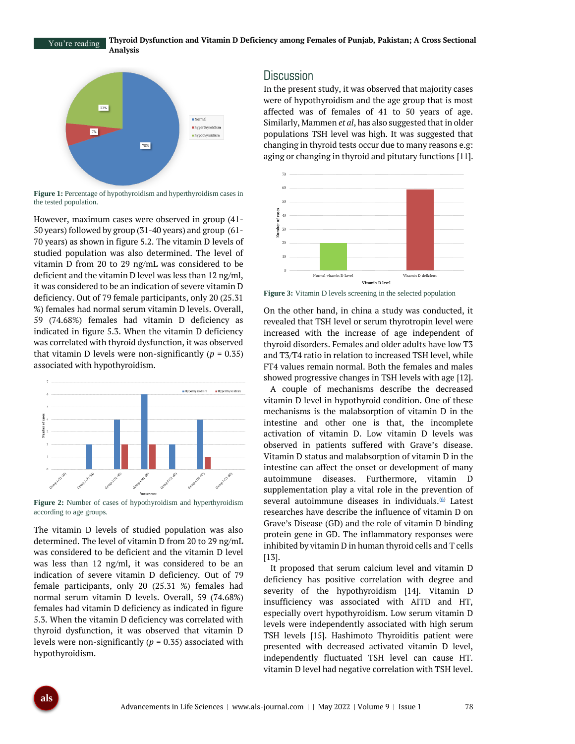Figure 1: Percentage of hypothyroidism and hyperthyroidism cases in the tested population.

However, maximum cases were observed in group (41-50 years) followed by group (31-40 years) and group (61-70 years) as shown in figure 5.2. The vitamin D levels of studied population was also determined. The level of vitamin D from 20 to 29 ng/mL was considered to be deficient and the vitamin D level was less than 12 ng/ml, it was considered to be an indication of severe vitamin D deficiency. Out of 79 female participants, only 20 (25.31 %) females had normal serum vitamin D levels. Overall, 59 (74.68%) females had vitamin D deficiency as indicated in figure 5.3. When the vitamin D deficiency was correlated with thyroid dysfunction, it was observed that vitamin D levels were non-significantly ($p$ = 0.35) associated with hypothyroidism.

Figure 2: Number of cases of hypothyroidism and hyperthyroidism according to age groups.

The vitamin D levels of studied population was also determined. The level of vitamin D from 20 to 29 ng/mL was considered to be deficient and the vitamin D level was less than 12 ng/ml, it was considered to be an indication of severe vitamin D deficiency. Out of 79 female participants, only 20 (25.31 %) females had normal serum vitamin D levels. Overall, 59 (74.68%) females had vitamin D deficiency as indicated in figure 5.3. When the vitamin D deficiency was correlated with thyroid dysfunction, it was observed that vitamin D levels were non-significantly ($p$ = 0.35) associated with hypothyroidism.

## Discussion

In the present study, it was observed that majority cases were of hypothyroidism and the age group that is most affected was of females of 41 to 50 years of age. Similarly, Mammen *et al*, has also suggested that in older populations TSH level was high. It was suggested that changing in thyroid tests occur due to many reasons e.g: aging or changing in thyroid and pitutary functions [11].

Figure 3: Vitamin D levels screening in the selected population

On the other hand, in china a study was conducted, it revealed that TSH level or serum thyrotropin level were increased with the increase of age independent of thyroid disorders. Females and older adults have low T3 and T3/T4 ratio in relation to increased TSH level, while FT4 values remain normal. Both the females and males showed progressive changes in TSH levels with age [12].

A couple of mechanisms describe the decreased vitamin D level in hypothyroid condition. One of these mechanisms is the malabsorption of vitamin D in the intestine and other one is that, the incomplete activation of vitamin D. Low vitamin D levels was observed in patients suffered with Grave's disease. Vitamin D status and malabsorption of vitamin D in the intestine can affect the onset or development of many autoimmune diseases. Furthermore, vitamin D supplementation play a vital role in the prevention of several autoimmune diseases in individuals.[6] Latest researches have describe the influence of vitamin D on Grave's Disease (GD) and the role of vitamin D binding protein gene in GD. The inflammatory responses were inhibited by vitamin D in human thyroid cells and T cells [13].

It proposed that serum calcium level and vitamin D deficiency has positive correlation with degree and severity of the hypothyroidism [14]. Vitamin D insufficiency was associated with AITD and HT, especially overt hypothyroidism. Low serum vitamin D levels were independently associated with high serum TSH levels [15]. Hashimoto Thyroiditis patient were presented with decreased activated vitamin D level, independently fluctuated TSH level can cause HT. vitamin D level had negative correlation with TSH level.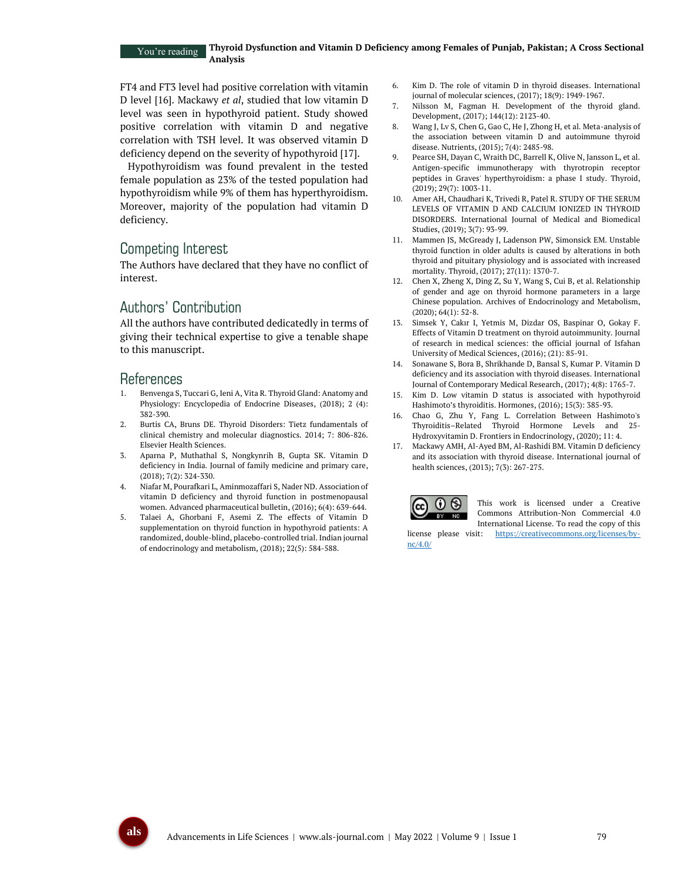FT4 and FT3 level had positive correlation with vitamin D level [16]. Mackawy *et al*, studied that low vitamin D level was seen in hypothyroid patient. Study showed positive correlation with vitamin D and negative correlation with TSH level. It was observed vitamin D deficiency depend on the severity of hypothyroid [17].

Hypothyroidism was found prevalent in the tested female population as 23% of the tested population had hypothyroidism while 9% of them has hyperthyroidism. Moreover, majority of the population had vitamin D deficiency.

## Competing Interest

The Authors have declared that they have no conflict of interest.

## Authors' Contribution

All the authors have contributed dedicatedly in terms of giving their technical expertise to give a tenable shape to this manuscript.

## References

1. Benvenga S, Tuccari G, Ieni A, Vita R. Thyroid Gland: Anatomy and Physiology: Encyclopedia of Endocrine Diseases, (2018); 2 (4): 382-390.
2. Burtis CA, Bruns DE. Thyroid Disorders: Tietz fundamentals of clinical chemistry and molecular diagnostics. 2014; 7: 806-826. Elsevier Health Sciences.
3. Aparna P, Muthathal S, Nongkynrih B, Gupta SK. Vitamin D deficiency in India. Journal of family medicine and primary care, (2018); 7(2): 324-330.
4. Niafar M, Pourafkari L, Aminmozaffari S, Nader ND. Association of vitamin D deficiency and thyroid function in postmenopausal women. Advanced pharmaceutical bulletin, (2016); 6(4): 639-644.
5. Talaei A, Ghorbani F, Asemi Z. The effects of Vitamin D supplementation on thyroid function in hypothyroid patients: A randomized, double-blind, placebo-controlled trial. Indian journal of endocrinology and metabolism, (2018); 22(5): 584-588.
6. Kim D. The role of vitamin D in thyroid diseases. International journal of molecular sciences, (2017); 18(9): 1949-1967.
7. Nilsson M, Fagman H. Development of the thyroid gland. Development, (2017); 144(12): 2123-40.
8. Wang J, Lv S, Chen G, Gao C, He J, Zhong H, et al. Meta-analysis of the association between vitamin D and autoimmune thyroid disease. Nutrients, (2015); 7(4): 2485-98.
9. Pearce SH, Dayan C, Wraith DC, Barrell K, Olive N, Jansson L, et al. Antigen-specific immunotherapy with thyrotropin receptor peptides in Graves' hyperthyroidism: a phase I study. Thyroid, (2019); 29(7): 1003-11.
10. Amer AH, Chaudhari K, Trivedi R, Patel R. STUDY OF THE SERUM LEVELS OF VITAMIN D AND CALCIUM IONIZED IN THYROID DISORDERS. International Journal of Medical and Biomedical Studies, (2019); 3(7): 93-99.
11. Mammen JS, McGready J, Ladenson PW, Simonsick EM. Unstable thyroid function in older adults is caused by alterations in both thyroid and pituitary physiology and is associated with increased mortality. Thyroid, (2017); 27(11): 1370-7.
12. Chen X, Zheng X, Ding Z, Su Y, Wang S, Cui B, et al. Relationship of gender and age on thyroid hormone parameters in a large Chinese population. Archives of Endocrinology and Metabolism, (2020); 64(1): 52-8.
13. Simsek Y, Cakır I, Yetmis M, Dizdar OS, Baspinar O, Gokay F. Effects of Vitamin D treatment on thyroid autoimmunity. Journal of research in medical sciences: the official journal of Isfahan University of Medical Sciences, (2016); (21): 85-91.
14. Sonawane S, Bora B, Shrikhande D, Bansal S, Kumar P. Vitamin D deficiency and its association with thyroid diseases. International Journal of Contemporary Medical Research, (2017); 4(8): 1765-7.
15. Kim D. Low vitamin D status is associated with hypothyroid Hashimoto's thyroiditis. Hormones, (2016); 15(3): 385-93.
16. Chao G, Zhu Y, Fang L. Correlation Between Hashimoto's Thyroiditis–Related Thyroid Hormone Levels and 25-Hydroxyvitamin D. Frontiers in Endocrinology, (2020); 11: 4.
17. Mackawy AMH, Al-Ayed BM, Al-Rashidi BM. Vitamin D deficiency and its association with thyroid disease. International journal of health sciences, (2013); 7(3): 267-275.

This work is licensed under a Creative Commons Attribution-Non Commercial 4.0 International License. To read the copy of this license please visit: https://creativecommons.org/licenses/by-nc/4.0/